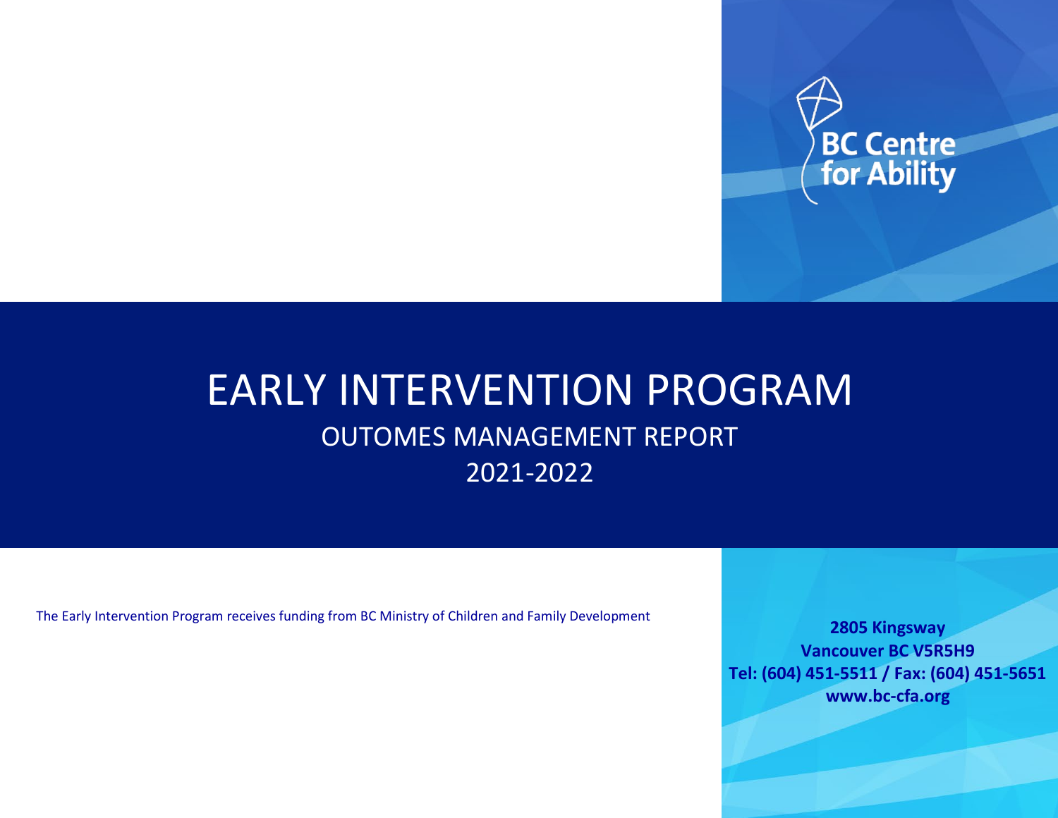BC Centre for Ability

# EARLY INTERVENTION PROGRAM

## OUTOMES MANAGEMENT REPORT

## 2021-2022

The Early Intervention Program receives funding from BC Ministry of Children and Family Development

**2805 Kingsway**
**Vancouver BC V5R5H9**
**Tel: (604) 451-5511 / Fax: (604) 451-5651**
**www.bc-cfa.org**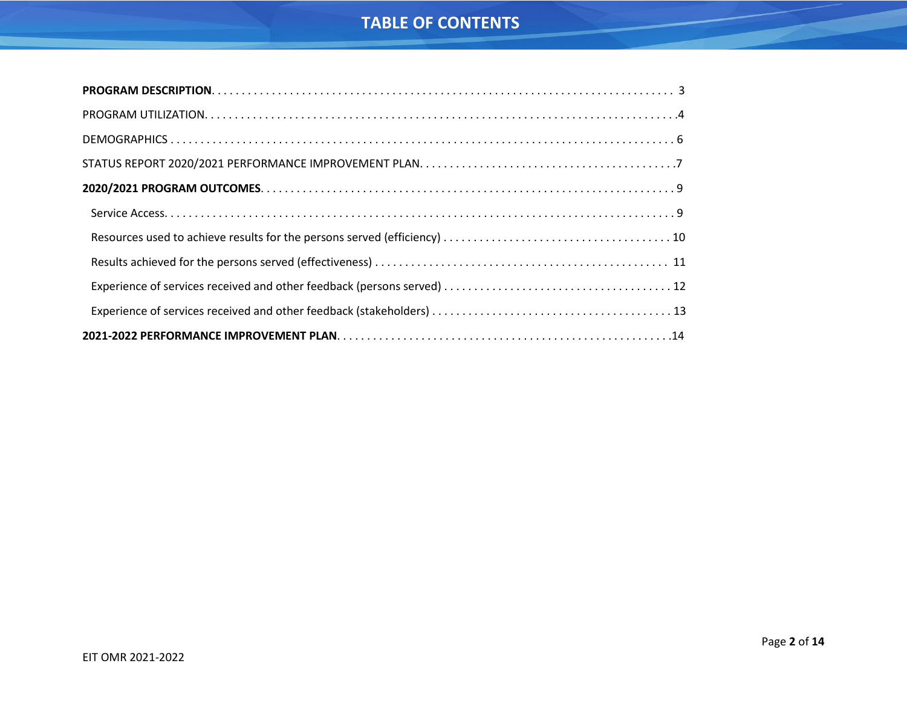# TABLE OF CONTENTS

**PROGRAM DESCRIPTION** . . . . . . . . . . 3

PROGRAM UTILIZATION . . . . . . . . . . 4

DEMOGRAPHICS . . . . . . . . . . 6

STATUS REPORT 2020/2021 PERFORMANCE IMPROVEMENT PLAN . . . . . . . . . . 7

**2020/2021 PROGRAM OUTCOMES** . . . . . . . . . . 9

- Service Access . . . . . . . . . . 9
- Resources used to achieve results for the persons served (efficiency) . . . . . . . . . . 10
- Results achieved for the persons served (effectiveness) . . . . . . . . . . 11
- Experience of services received and other feedback (persons served) . . . . . . . . . . 12
- Experience of services received and other feedback (stakeholders) . . . . . . . . . . 13

**2021-2022 PERFORMANCE IMPROVEMENT PLAN** . . . . . . . . . . 14

EIT OMR 2021-2022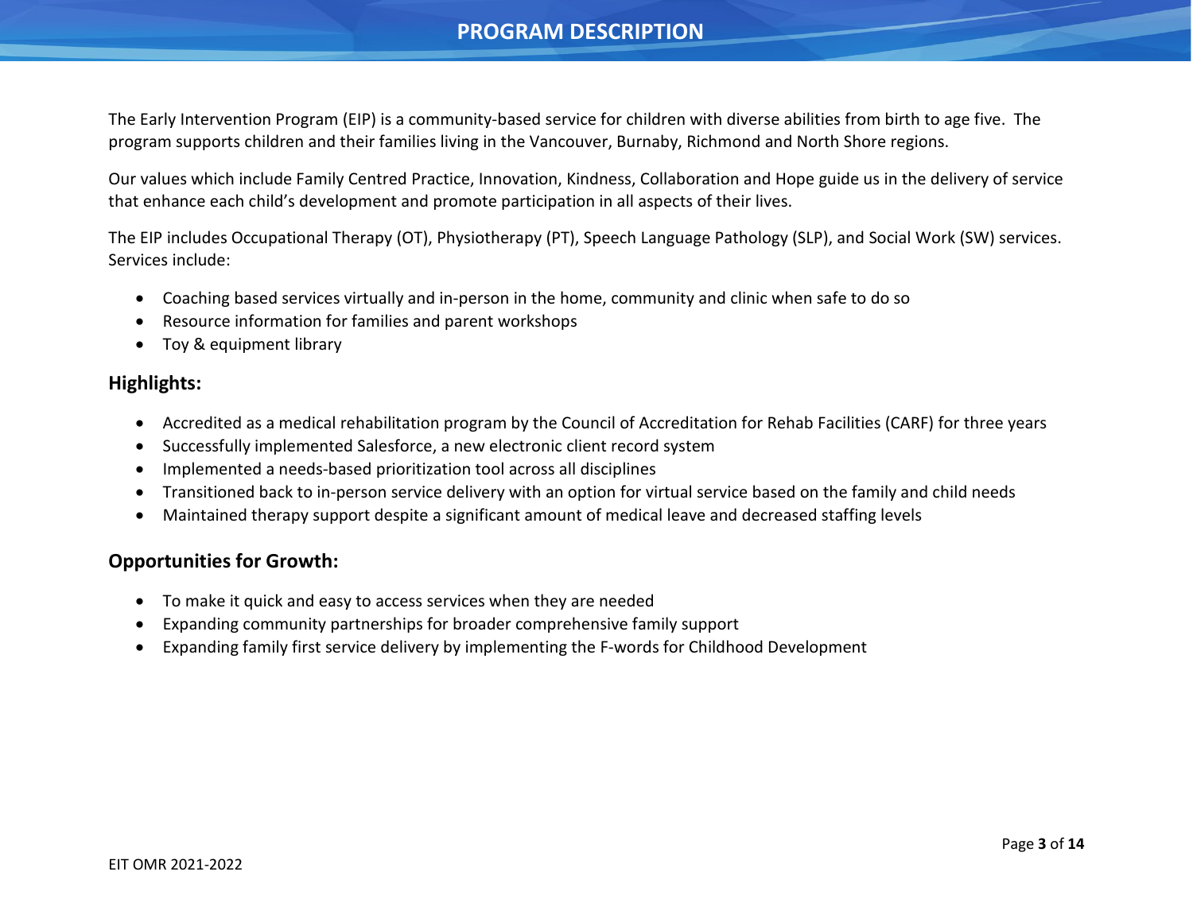# PROGRAM DESCRIPTION

The Early Intervention Program (EIP) is a community-based service for children with diverse abilities from birth to age five. The program supports children and their families living in the Vancouver, Burnaby, Richmond and North Shore regions.

Our values which include Family Centred Practice, Innovation, Kindness, Collaboration and Hope guide us in the delivery of service that enhance each child's development and promote participation in all aspects of their lives.

The EIP includes Occupational Therapy (OT), Physiotherapy (PT), Speech Language Pathology (SLP), and Social Work (SW) services. Services include:

- Coaching based services virtually and in-person in the home, community and clinic when safe to do so
- Resource information for families and parent workshops
- Toy & equipment library

## Highlights:

- Accredited as a medical rehabilitation program by the Council of Accreditation for Rehab Facilities (CARF) for three years
- Successfully implemented Salesforce, a new electronic client record system
- Implemented a needs-based prioritization tool across all disciplines
- Transitioned back to in-person service delivery with an option for virtual service based on the family and child needs
- Maintained therapy support despite a significant amount of medical leave and decreased staffing levels

## Opportunities for Growth:

- To make it quick and easy to access services when they are needed
- Expanding community partnerships for broader comprehensive family support
- Expanding family first service delivery by implementing the F-words for Childhood Development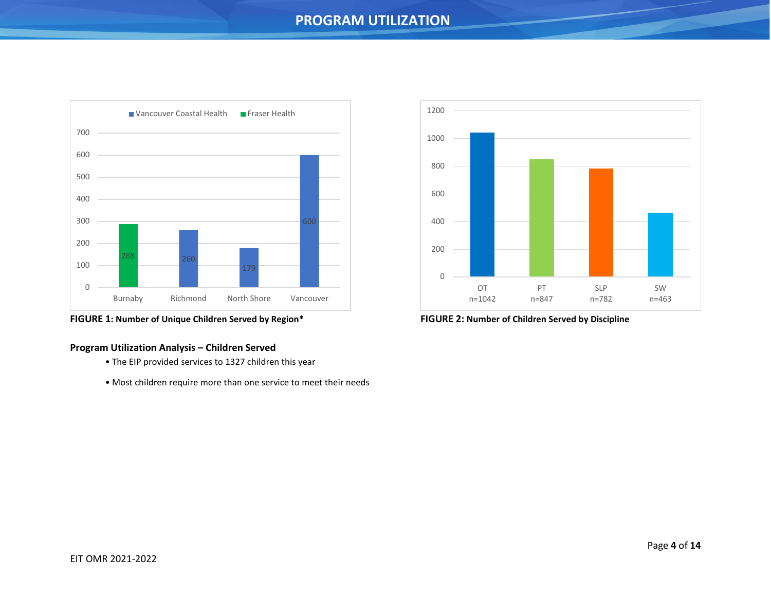# PROGRAM UTILIZATION

**FIGURE 1: Number of Unique Children Served by Region***

**FIGURE 2: Number of Children Served by Discipline**

## Program Utilization Analysis – Children Served

- The EIP provided services to 1327 children this year
- Most children require more than one service to meet their needs

EIT OMR 2021-2022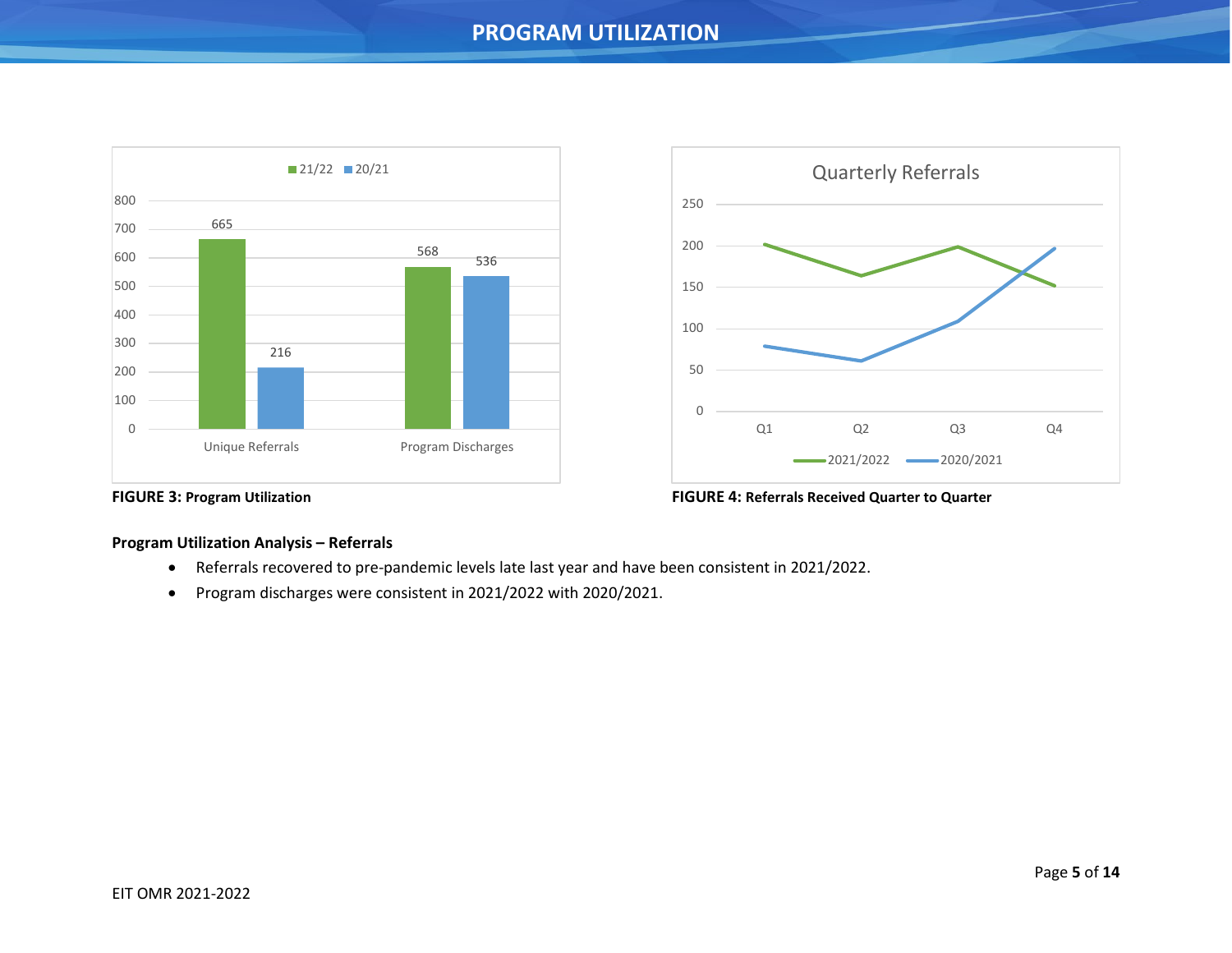# PROGRAM UTILIZATION

**FIGURE 3:** **Program Utilization**

**FIGURE 4:** **Referrals Received Quarter to Quarter**

**Program Utilization Analysis – Referrals**

- Referrals recovered to pre-pandemic levels late last year and have been consistent in 2021/2022.
- Program discharges were consistent in 2021/2022 with 2020/2021.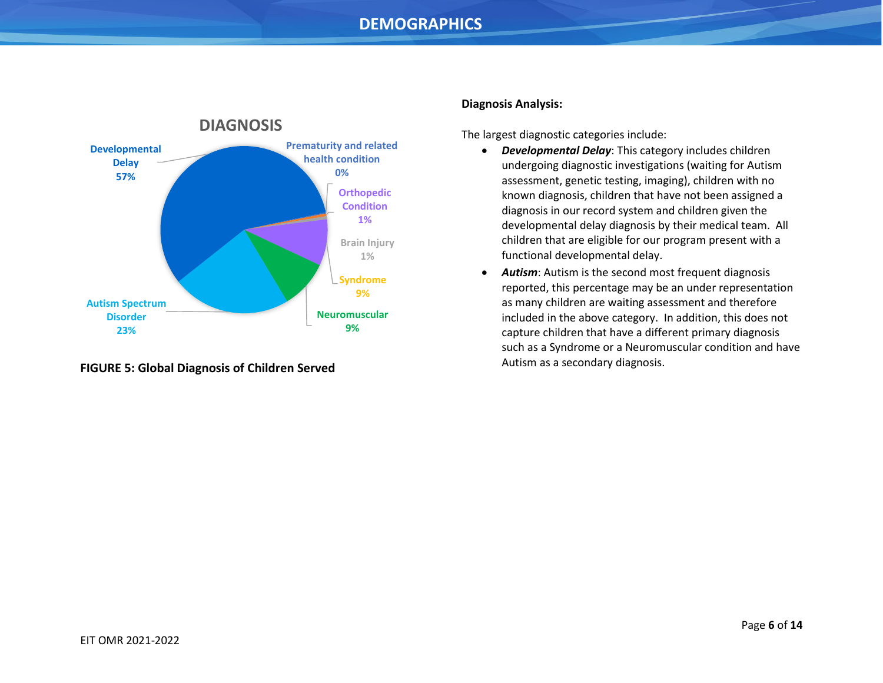# DEMOGRAPHICS

**DIAGNOSIS**

Developmental Delay 57%

Prematurity and related health condition 0%

Orthopedic Condition 1%

Brain Injury 1%

Syndrome 9%

Neuromuscular 9%

Autism Spectrum Disorder 23%

**FIGURE 5: Global Diagnosis of Children Served**

**Diagnosis Analysis:**

The largest diagnostic categories include:

- ***Developmental Delay***: This category includes children undergoing diagnostic investigations (waiting for Autism assessment, genetic testing, imaging), children with no known diagnosis, children that have not been assigned a diagnosis in our record system and children given the developmental delay diagnosis by their medical team. All children that are eligible for our program present with a functional developmental delay.
- ***Autism***: Autism is the second most frequent diagnosis reported, this percentage may be an under representation as many children are waiting assessment and therefore included in the above category. In addition, this does not capture children that have a different primary diagnosis such as a Syndrome or a Neuromuscular condition and have Autism as a secondary diagnosis.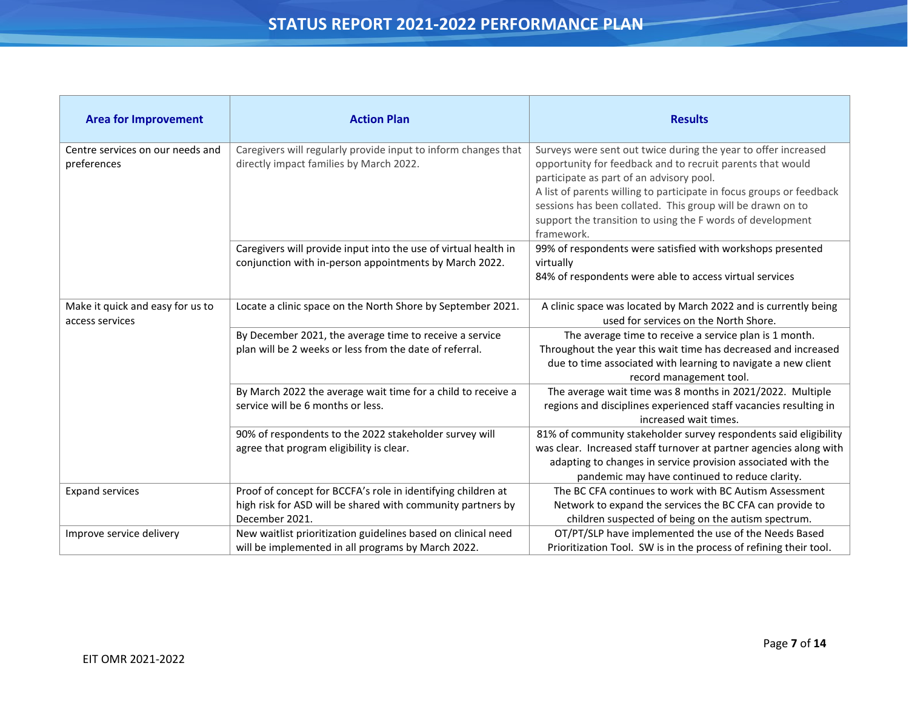# STATUS REPORT 2021-2022 PERFORMANCE PLAN

| Area for Improvement | Action Plan | Results |
|---|---|---|
| Centre services on our needs and preferences | Caregivers will regularly provide input to inform changes that directly impact families by March 2022. | Surveys were sent out twice during the year to offer increased opportunity for feedback and to recruit parents that would participate as part of an advisory pool.<br>A list of parents willing to participate in focus groups or feedback sessions has been collated. This group will be drawn on to support the transition to using the F words of development framework. |
| | Caregivers will provide input into the use of virtual health in conjunction with in-person appointments by March 2022. | 99% of respondents were satisfied with workshops presented virtually<br>84% of respondents were able to access virtual services |
| Make it quick and easy for us to access services | Locate a clinic space on the North Shore by September 2021. | A clinic space was located by March 2022 and is currently being used for services on the North Shore. |
| | By December 2021, the average time to receive a service plan will be 2 weeks or less from the date of referral. | The average time to receive a service plan is 1 month. Throughout the year this wait time has decreased and increased due to time associated with learning to navigate a new client record management tool. |
| | By March 2022 the average wait time for a child to receive a service will be 6 months or less. | The average wait time was 8 months in 2021/2022. Multiple regions and disciplines experienced staff vacancies resulting in increased wait times. |
| | 90% of respondents to the 2022 stakeholder survey will agree that program eligibility is clear. | 81% of community stakeholder survey respondents said eligibility was clear. Increased staff turnover at partner agencies along with adapting to changes in service provision associated with the pandemic may have continued to reduce clarity. |
| Expand services | Proof of concept for BCCFA's role in identifying children at high risk for ASD will be shared with community partners by December 2021. | The BC CFA continues to work with BC Autism Assessment Network to expand the services the BC CFA can provide to children suspected of being on the autism spectrum. |
| Improve service delivery | New waitlist prioritization guidelines based on clinical need will be implemented in all programs by March 2022. | OT/PT/SLP have implemented the use of the Needs Based Prioritization Tool. SW is in the process of refining their tool. |

EIT OMR 2021-2022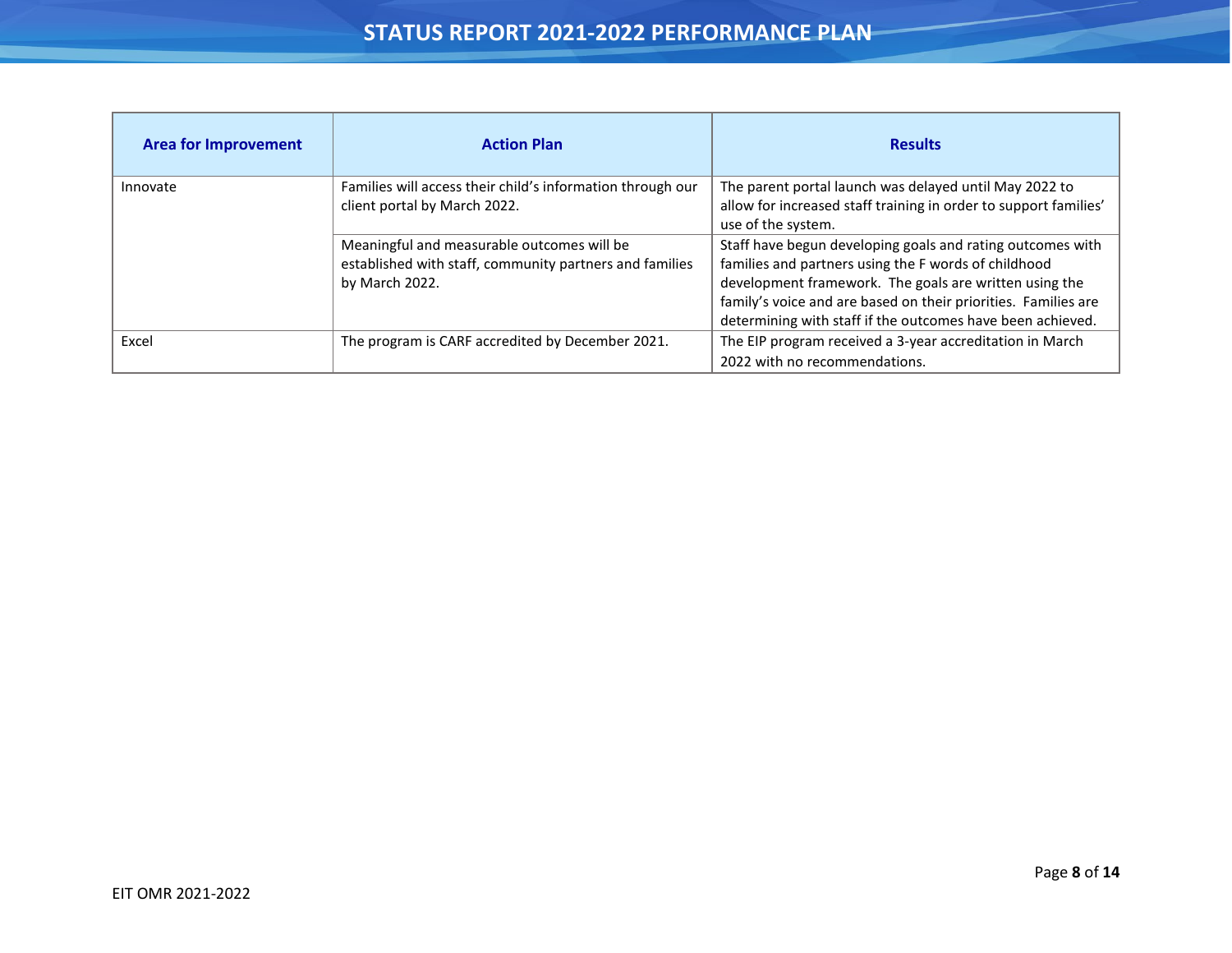# STATUS REPORT 2021-2022 PERFORMANCE PLAN

| Area for Improvement | Action Plan | Results |
|---|---|---|
| Innovate | Families will access their child's information through our client portal by March 2022. | The parent portal launch was delayed until May 2022 to allow for increased staff training in order to support families' use of the system. |
| | Meaningful and measurable outcomes will be established with staff, community partners and families by March 2022. | Staff have begun developing goals and rating outcomes with families and partners using the F words of childhood development framework. The goals are written using the family's voice and are based on their priorities. Families are determining with staff if the outcomes have been achieved. |
| Excel | The program is CARF accredited by December 2021. | The EIP program received a 3-year accreditation in March 2022 with no recommendations. |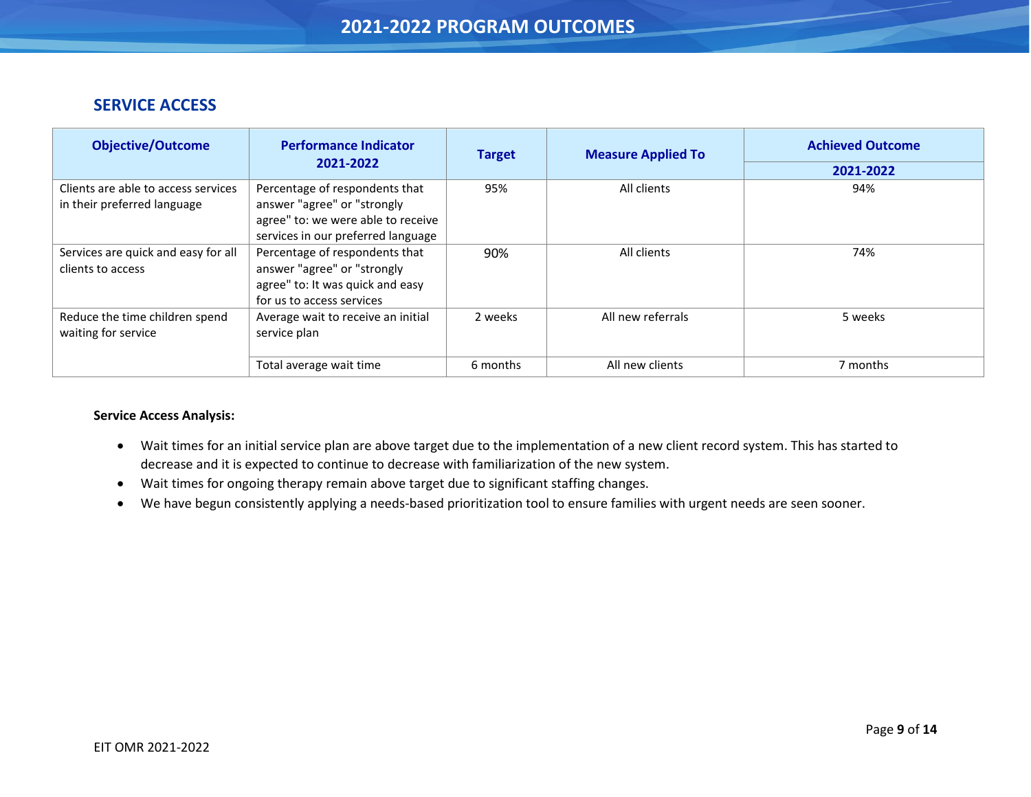## SERVICE ACCESS

| Objective/Outcome | Performance Indicator 2021-2022 | Target | Measure Applied To | Achieved Outcome 2021-2022 |
|---|---|---|---|---|
| Clients are able to access services in their preferred language | Percentage of respondents that answer "agree" or "strongly agree" to: we were able to receive services in our preferred language | 95% | All clients | 94% |
| Services are quick and easy for all clients to access | Percentage of respondents that answer "agree" or "strongly agree" to: It was quick and easy for us to access services | 90% | All clients | 74% |
| Reduce the time children spend waiting for service | Average wait to receive an initial service plan | 2 weeks | All new referrals | 5 weeks |
| | Total average wait time | 6 months | All new clients | 7 months |

**Service Access Analysis:**

- Wait times for an initial service plan are above target due to the implementation of a new client record system. This has started to decrease and it is expected to continue to decrease with familiarization of the new system.
- Wait times for ongoing therapy remain above target due to significant staffing changes.
- We have begun consistently applying a needs-based prioritization tool to ensure families with urgent needs are seen sooner.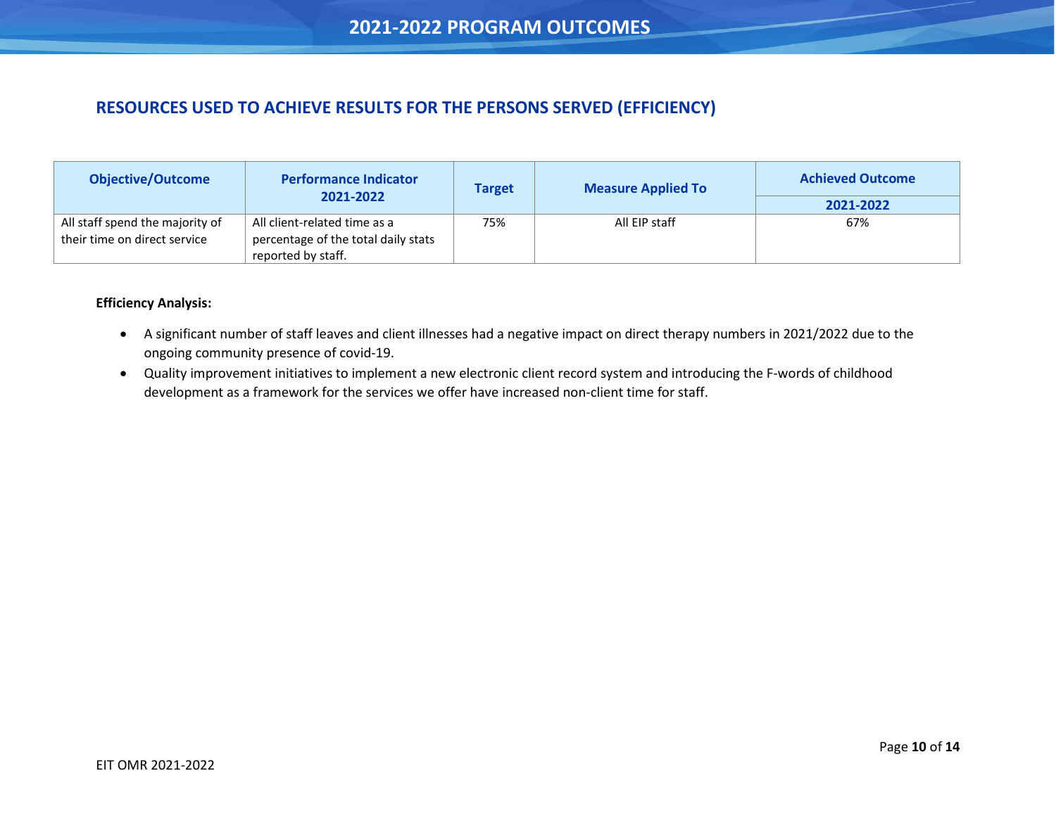# 2021-2022 PROGRAM OUTCOMES

## RESOURCES USED TO ACHIEVE RESULTS FOR THE PERSONS SERVED (EFFICIENCY)

| Objective/Outcome | Performance Indicator 2021-2022 | Target | Measure Applied To | Achieved Outcome |
|---|---|---|---|---|
| | | | | 2021-2022 |
| All staff spend the majority of their time on direct service | All client-related time as a percentage of the total daily stats reported by staff. | 75% | All EIP staff | 67% |

**Efficiency Analysis:**

- A significant number of staff leaves and client illnesses had a negative impact on direct therapy numbers in 2021/2022 due to the ongoing community presence of covid-19.
- Quality improvement initiatives to implement a new electronic client record system and introducing the F-words of childhood development as a framework for the services we offer have increased non-client time for staff.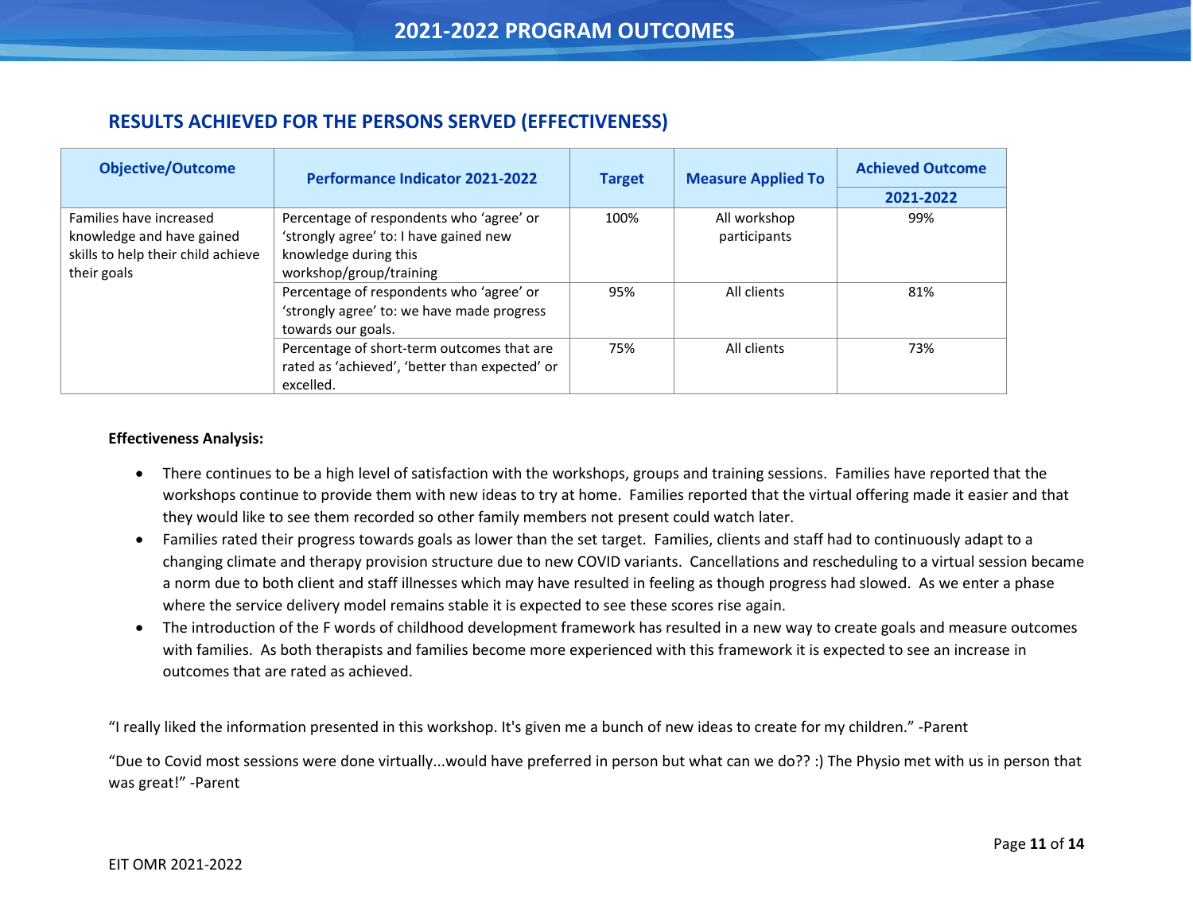# 2021-2022 PROGRAM OUTCOMES

## RESULTS ACHIEVED FOR THE PERSONS SERVED (EFFECTIVENESS)

| Objective/Outcome | Performance Indicator 2021-2022 | Target | Measure Applied To | Achieved Outcome 2021-2022 |
|---|---|---|---|---|
| Families have increased knowledge and have gained skills to help their child achieve their goals | Percentage of respondents who 'agree' or 'strongly agree' to: I have gained new knowledge during this workshop/group/training | 100% | All workshop participants | 99% |
| | Percentage of respondents who 'agree' or 'strongly agree' to: we have made progress towards our goals. | 95% | All clients | 81% |
| | Percentage of short-term outcomes that are rated as 'achieved', 'better than expected' or excelled. | 75% | All clients | 73% |

**Effectiveness Analysis:**

- There continues to be a high level of satisfaction with the workshops, groups and training sessions. Families have reported that the workshops continue to provide them with new ideas to try at home. Families reported that the virtual offering made it easier and that they would like to see them recorded so other family members not present could watch later.
- Families rated their progress towards goals as lower than the set target. Families, clients and staff had to continuously adapt to a changing climate and therapy provision structure due to new COVID variants. Cancellations and rescheduling to a virtual session became a norm due to both client and staff illnesses which may have resulted in feeling as though progress had slowed. As we enter a phase where the service delivery model remains stable it is expected to see these scores rise again.
- The introduction of the F words of childhood development framework has resulted in a new way to create goals and measure outcomes with families. As both therapists and families become more experienced with this framework it is expected to see an increase in outcomes that are rated as achieved.

"I really liked the information presented in this workshop. It's given me a bunch of new ideas to create for my children." -Parent

"Due to Covid most sessions were done virtually...would have preferred in person but what can we do?? :) The Physio met with us in person that was great!" -Parent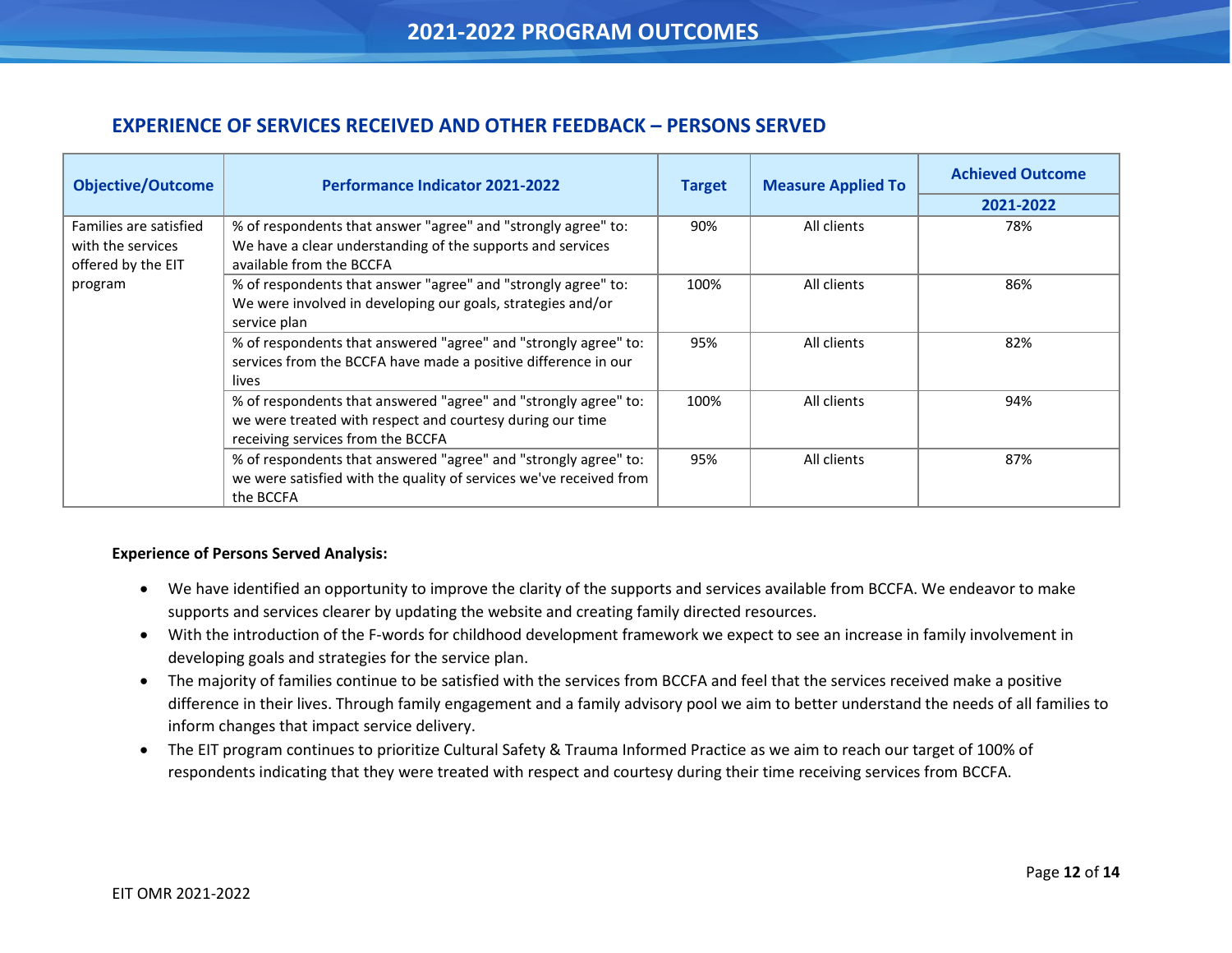# 2021-2022 PROGRAM OUTCOMES

## EXPERIENCE OF SERVICES RECEIVED AND OTHER FEEDBACK – PERSONS SERVED

| Objective/Outcome | Performance Indicator 2021-2022 | Target | Measure Applied To | Achieved Outcome |
|---|---|---|---|---|
| | | | | 2021-2022 |
| Families are satisfied with the services offered by the EIT program | % of respondents that answer "agree" and "strongly agree" to: We have a clear understanding of the supports and services available from the BCCFA | 90% | All clients | 78% |
| | % of respondents that answer "agree" and "strongly agree" to: We were involved in developing our goals, strategies and/or service plan | 100% | All clients | 86% |
| | % of respondents that answered "agree" and "strongly agree" to: services from the BCCFA have made a positive difference in our lives | 95% | All clients | 82% |
| | % of respondents that answered "agree" and "strongly agree" to: we were treated with respect and courtesy during our time receiving services from the BCCFA | 100% | All clients | 94% |
| | % of respondents that answered "agree" and "strongly agree" to: we were satisfied with the quality of services we've received from the BCCFA | 95% | All clients | 87% |

**Experience of Persons Served Analysis:**

- We have identified an opportunity to improve the clarity of the supports and services available from BCCFA. We endeavor to make supports and services clearer by updating the website and creating family directed resources.
- With the introduction of the F-words for childhood development framework we expect to see an increase in family involvement in developing goals and strategies for the service plan.
- The majority of families continue to be satisfied with the services from BCCFA and feel that the services received make a positive difference in their lives. Through family engagement and a family advisory pool we aim to better understand the needs of all families to inform changes that impact service delivery.
- The EIT program continues to prioritize Cultural Safety & Trauma Informed Practice as we aim to reach our target of 100% of respondents indicating that they were treated with respect and courtesy during their time receiving services from BCCFA.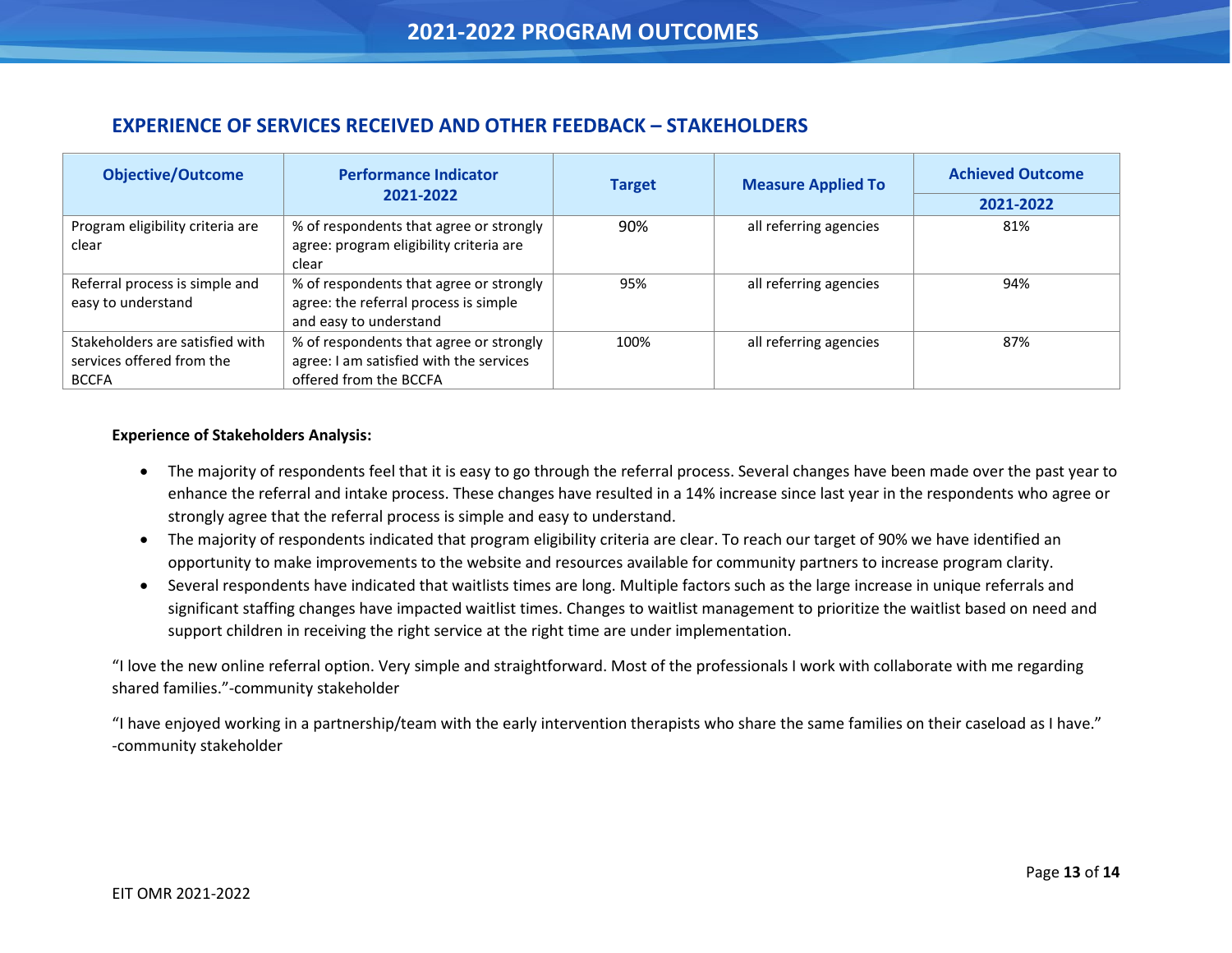## EXPERIENCE OF SERVICES RECEIVED AND OTHER FEEDBACK – STAKEHOLDERS

| Objective/Outcome | Performance Indicator 2021-2022 | Target | Measure Applied To | Achieved Outcome |
|---|---|---|---|---|
| | | | | 2021-2022 |
| Program eligibility criteria are clear | % of respondents that agree or strongly agree: program eligibility criteria are clear | 90% | all referring agencies | 81% |
| Referral process is simple and easy to understand | % of respondents that agree or strongly agree: the referral process is simple and easy to understand | 95% | all referring agencies | 94% |
| Stakeholders are satisfied with services offered from the BCCFA | % of respondents that agree or strongly agree: I am satisfied with the services offered from the BCCFA | 100% | all referring agencies | 87% |

**Experience of Stakeholders Analysis:**

- The majority of respondents feel that it is easy to go through the referral process. Several changes have been made over the past year to enhance the referral and intake process. These changes have resulted in a 14% increase since last year in the respondents who agree or strongly agree that the referral process is simple and easy to understand.
- The majority of respondents indicated that program eligibility criteria are clear. To reach our target of 90% we have identified an opportunity to make improvements to the website and resources available for community partners to increase program clarity.
- Several respondents have indicated that waitlists times are long. Multiple factors such as the large increase in unique referrals and significant staffing changes have impacted waitlist times. Changes to waitlist management to prioritize the waitlist based on need and support children in receiving the right service at the right time are under implementation.

"I love the new online referral option. Very simple and straightforward. Most of the professionals I work with collaborate with me regarding shared families."-community stakeholder

"I have enjoyed working in a partnership/team with the early intervention therapists who share the same families on their caseload as I have." -community stakeholder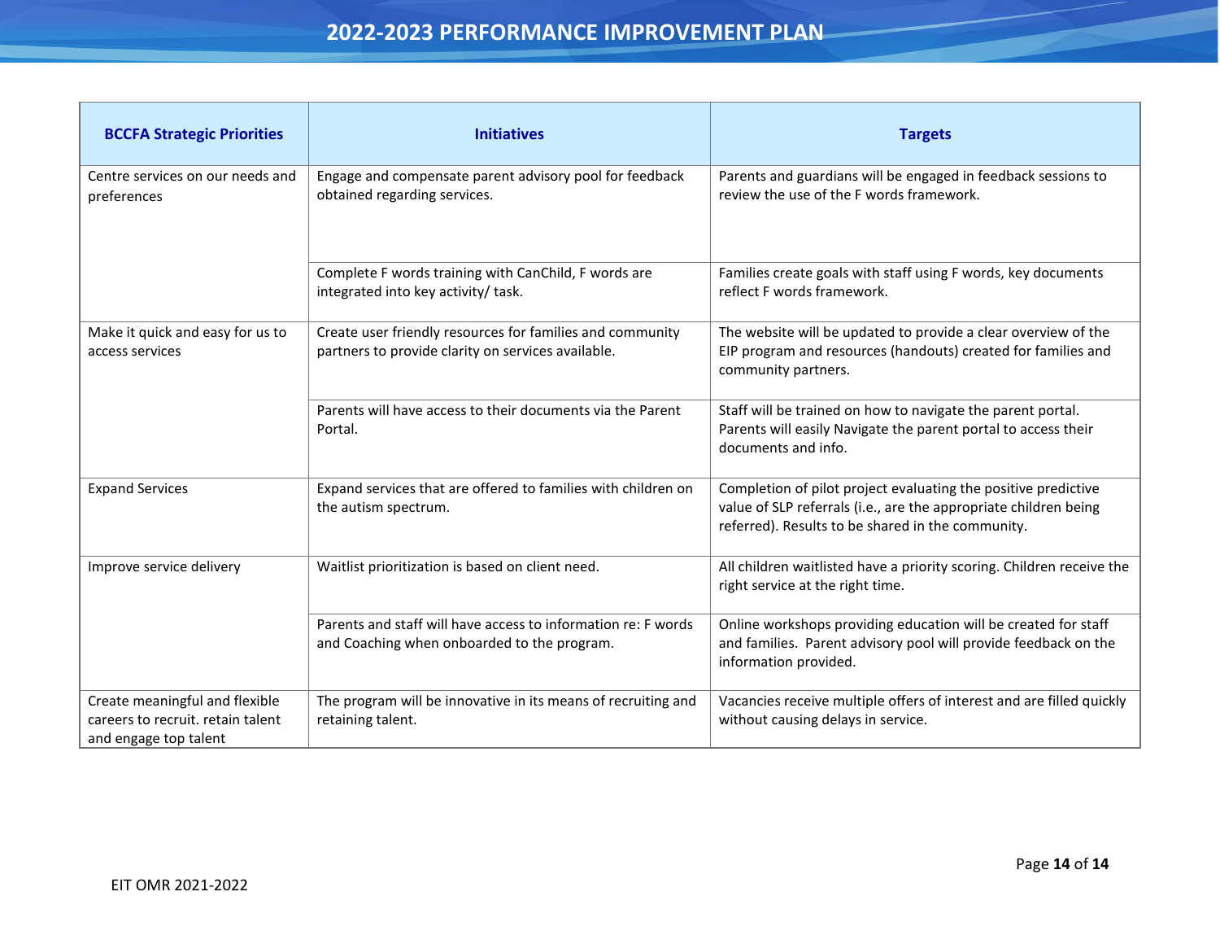# 2022-2023 PERFORMANCE IMPROVEMENT PLAN

| BCCFA Strategic Priorities | Initiatives | Targets |
|---|---|---|
| Centre services on our needs and preferences | Engage and compensate parent advisory pool for feedback obtained regarding services. | Parents and guardians will be engaged in feedback sessions to review the use of the F words framework. |
| | Complete F words training with CanChild, F words are integrated into key activity/ task. | Families create goals with staff using F words, key documents reflect F words framework. |
| Make it quick and easy for us to access services | Create user friendly resources for families and community partners to provide clarity on services available. | The website will be updated to provide a clear overview of the EIP program and resources (handouts) created for families and community partners. |
| | Parents will have access to their documents via the Parent Portal. | Staff will be trained on how to navigate the parent portal. Parents will easily Navigate the parent portal to access their documents and info. |
| Expand Services | Expand services that are offered to families with children on the autism spectrum. | Completion of pilot project evaluating the positive predictive value of SLP referrals (i.e., are the appropriate children being referred). Results to be shared in the community. |
| Improve service delivery | Waitlist prioritization is based on client need. | All children waitlisted have a priority scoring. Children receive the right service at the right time. |
| | Parents and staff will have access to information re: F words and Coaching when onboarded to the program. | Online workshops providing education will be created for staff and families. Parent advisory pool will provide feedback on the information provided. |
| Create meaningful and flexible careers to recruit. retain talent and engage top talent | The program will be innovative in its means of recruiting and retaining talent. | Vacancies receive multiple offers of interest and are filled quickly without causing delays in service. |